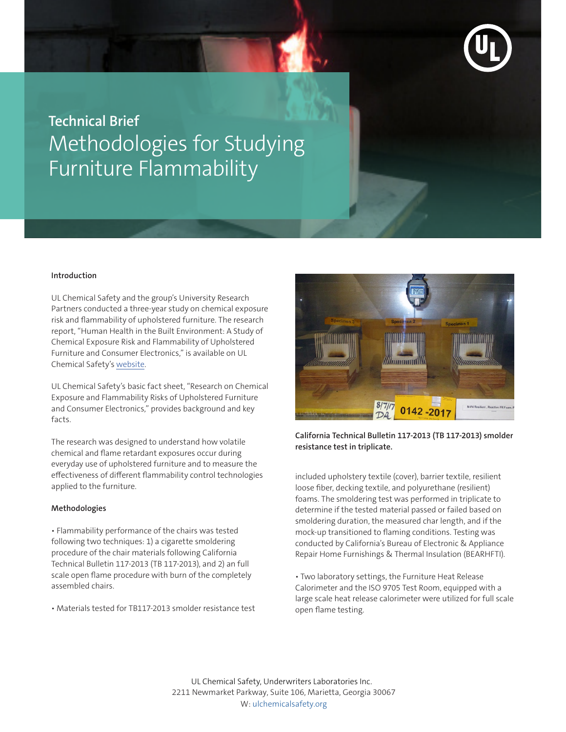## Technical Brief

# Methodologies for Studying Furniture Flammability

### Introduction

UL Chemical Safety and the group's University Research Partners conducted a three-year study on chemical exposure risk and flammability of upholstered furniture. The research report, "Human Health in the Built Environment: A Study of Chemical Exposure Risk and Flammability of Upholstered Furniture and Consumer Electronics," is available on UL Chemical Safety's website.

UL Chemical Safety's basic fact sheet, "Research on Chemical Exposure and Flammability Risks of Upholstered Furniture and Consumer Electronics," provides background and key facts.

The research was designed to understand how volatile chemical and flame retardant exposures occur during everyday use of upholstered furniture and to measure the effectiveness of different flammability control technologies applied to the furniture.

### Methodologies

- Flammability performance of the chairs was tested following two techniques: 1) a cigarette smoldering procedure of the chair materials following California Technical Bulletin 117-2013 (TB 117-2013), and 2) an full scale open flame procedure with burn of the completely assembled chairs.

- Materials tested for TB117-2013 smolder resistance test included upholstery textile (cover), barrier textile, resilient loose fiber, decking textile, and polyurethane (resilient) foams. The smoldering test was performed in triplicate to determine if the tested material passed or failed based on smoldering duration, the measured char length, and if the mock-up transitioned to flaming conditions. Testing was conducted by California's Bureau of Electronic & Appliance Repair Home Furnishings & Thermal Insulation (BEARHFTI).

**California Technical Bulletin 117-2013 (TB 117-2013) smolder resistance test in triplicate.**

- Two laboratory settings, the Furniture Heat Release Calorimeter and the ISO 9705 Test Room, equipped with a large scale heat release calorimeter were utilized for full scale open flame testing.

UL Chemical Safety, Underwriters Laboratories Inc.
2211 Newmarket Parkway, Suite 106, Marietta, Georgia 30067
W: ulchemicalsafety.org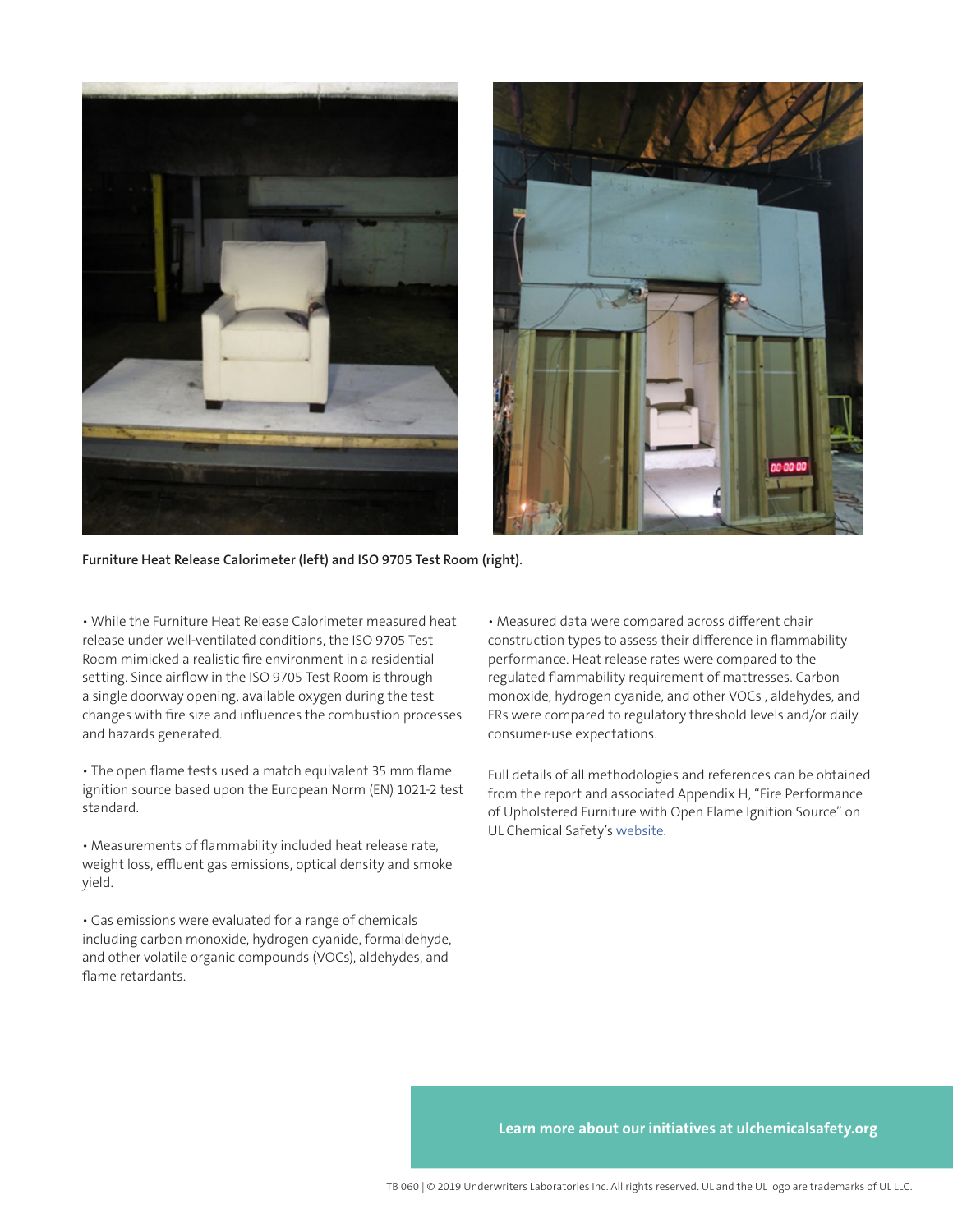**Furniture Heat Release Calorimeter (left) and ISO 9705 Test Room (right).**

- While the Furniture Heat Release Calorimeter measured heat release under well-ventilated conditions, the ISO 9705 Test Room mimicked a realistic fire environment in a residential setting. Since airflow in the ISO 9705 Test Room is through a single doorway opening, available oxygen during the test changes with fire size and influences the combustion processes and hazards generated.

- The open flame tests used a match equivalent 35 mm flame ignition source based upon the European Norm (EN) 1021-2 test standard.

- Measurements of flammability included heat release rate, weight loss, effluent gas emissions, optical density and smoke yield.

- Gas emissions were evaluated for a range of chemicals including carbon monoxide, hydrogen cyanide, formaldehyde, and other volatile organic compounds (VOCs), aldehydes, and flame retardants.

- Measured data were compared across different chair construction types to assess their difference in flammability performance. Heat release rates were compared to the regulated flammability requirement of mattresses. Carbon monoxide, hydrogen cyanide, and other VOCs , aldehydes, and FRs were compared to regulatory threshold levels and/or daily consumer-use expectations.

Full details of all methodologies and references can be obtained from the report and associated Appendix H, "Fire Performance of Upholstered Furniture with Open Flame Ignition Source" on UL Chemical Safety's website.

**Learn more about our initiatives at ulchemicalsafety.org**

TB 060 | © 2019 Underwriters Laboratories Inc. All rights reserved. UL and the UL logo are trademarks of UL LLC.